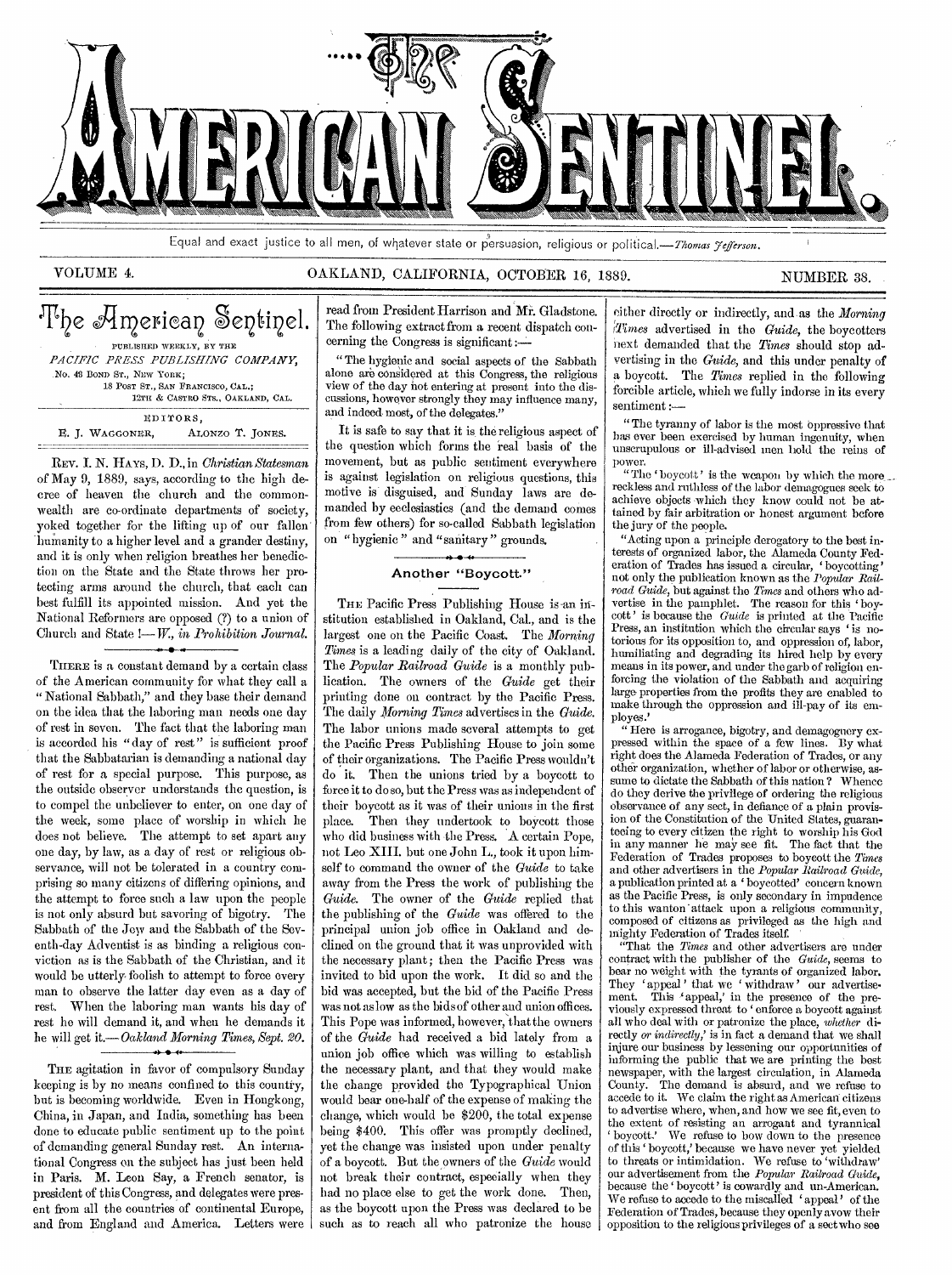# The American Sentinel.

Equal and exact justice to all men, of whatever state or persuasion, religious or political.—*Thomas Jefferson.*

VOLUME 4. OAKLAND, CALIFORNIA, OCTOBER 16, 1889. NUMBER 38.

## The American Sentinel.

PUBLISHED WEEKLY, BY THE

*PACIFIC PRESS PUBLISHING COMPANY,*

No. 43 BOND ST., NEW YORK;
18 POST ST., SAN FRANCISCO, CAL.;
12TH & CASTRO STS., OAKLAND, CAL.

EDITORS,

E. J. WAGGONER, ALONZO T. JONES.

REV. I. N. HAYS, D. D., in *Christian Statesman* of May 9, 1889, says, according to the high decree of heaven the church and the commonwealth are co-ordinate departments of society, yoked together for the lifting up of our fallen humanity to a higher level and a grander destiny, and it is only when religion breathes her benediction on the State and the State throws her protecting arms around the church, that each can best fulfill its appointed mission. And yet the National Reformers are opposed (?) to a union of Church and State!—*W., in Prohibition Journal.*

---

THERE is a constant demand by a certain class of the American community for what they call a "National Sabbath," and they base their demand on the idea that the laboring man needs one day of rest in seven. The fact that the laboring man is accorded his "day of rest" is sufficient proof that the Sabbatarian is demanding a national day of rest for a special purpose. This purpose, as the outside observer understands the question, is to compel the unbeliever to enter, on one day of the week, some place of worship in which he does not believe. The attempt to set apart any one day, by law, as a day of rest or religious observance, will not be tolerated in a country comprising so many citizens of differing opinions, and the attempt to force such a law upon the people is not only absurd but savoring of bigotry. The Sabbath of the Jew and the Sabbath of the Seventh-day Adventist is as binding a religious conviction as is the Sabbath of the Christian, and it would be utterly foolish to attempt to force every man to observe the latter day even as a day of rest. When the laboring man wants his day of rest he will demand it, and when he demands it he will get it.—*Oakland Morning Times, Sept. 20.*

---

THE agitation in favor of compulsory Sunday keeping is by no means confined to this country, but is becoming worldwide. Even in Hongkong, China, in Japan, and India, something has been done to educate public sentiment up to the point of demanding general Sunday rest. An international Congress on the subject has just been held in Paris. M. Leon Say, a French senator, is president of this Congress, and delegates were present from all the countries of continental Europe, and from England and America. Letters were read from President Harrison and Mr. Gladstone. The following extract from a recent dispatch concerning the Congress is significant:—

"The hygienic and social aspects of the Sabbath alone are considered at this Congress, the religious view of the day not entering at present into the discussions, however strongly they may influence many, and indeed most, of the delegates."

It is safe to say that it is the religious aspect of the question which forms the real basis of the movement, but as public sentiment everywhere is against legislation on religious questions, this motive is disguised, and Sunday laws are demanded by ecclesiastics (and the demand comes from few others) for so-called Sabbath legislation on "hygienic" and "sanitary" grounds.

---

### Another "Boycott."

THE Pacific Press Publishing House is an institution established in Oakland, Cal., and is the largest one on the Pacific Coast. The *Morning Times* is a leading daily of the city of Oakland. The *Popular Railroad Guide* is a monthly publication. The owners of the *Guide* get their printing done on contract by the Pacific Press. The daily *Morning Times* advertises in the *Guide*. The labor unions made several attempts to get the Pacific Press Publishing House to join some of their organizations. The Pacific Press wouldn't do it. Then the unions tried by a boycott to force it to do so, but the Press was as independent of their boycott as it was of their unions in the first place. Then they undertook to boycott those who did business with the Press. A certain Pope, not Leo XIII. but one John L., took it upon himself to command the owner of the *Guide* to take away from the Press the work of publishing the *Guide*. The owner of the *Guide* replied that the publishing of the *Guide* was offered to the principal union job office in Oakland and declined on the ground that it was unprovided with the necessary plant; then the Pacific Press was invited to bid upon the work. It did so and the bid was accepted, but the bid of the Pacific Press was not as low as the bids of other and union offices. This Pope was informed, however, that the owners of the *Guide* had received a bid lately from a union job office which was willing to establish the necessary plant, and that they would make the change provided the Typographical Union would bear one-half of the expense of making the change, which would be $200, the total expense being $400. This offer was promptly declined, yet the change was insisted upon under penalty of a boycott. But the owners of the *Guide* would not break their contract, especially when they had no place else to get the work done. Then, as the boycott upon the Press was declared to be such as to reach all who patronize the house either directly or indirectly, and as the *Morning Times* advertised in the *Guide*, the boycotters next demanded that the *Times* should stop advertising in the *Guide*, and this under penalty of a boycott. The *Times* replied in the following forcible article, which we fully indorse in its every sentiment:—

"The tyranny of labor is the most oppressive that has ever been exercised by human ingenuity, when unscrupulous or ill-advised men hold the reins of power.

"The 'boycott' is the weapon by which the more reckless and ruthless of the labor demagogues seek to achieve objects which they know could not be attained by fair arbitration or honest argument before the jury of the people.

"Acting upon a principle derogatory to the best interests of organized labor, the Alameda County Federation of Trades has issued a circular, 'boycotting' not only the publication known as the *Popular Railroad Guide*, but against the *Times* and others who advertise in the pamphlet. The reason for this 'boycott' is because the *Guide* is printed at the Pacific Press, an institution which the circular says 'is notorious for its opposition to, and oppression of, labor, humiliating and degrading its hired help by every means in its power, and under the garb of religion enforcing the violation of the Sabbath and acquiring large properties from the profits they are enabled to make through the oppression and ill-pay of its employes.'

"Here is arrogance, bigotry, and demagoguery expressed within the space of a few lines. By what right does the Alameda Federation of Trades, or any other organization, whether of labor or otherwise, assume to dictate the Sabbath of this nation? Whence do they derive the privilege of ordering the religious observance of any sect, in defiance of a plain provision of the Constitution of the United States, guaranteeing to every citizen the right to worship his God in any manner he may see fit. The fact that the Federation of Trades proposes to boycott the *Times* and other advertisers in the *Popular Railroad Guide*, a publication printed at a 'boycotted' concern known as the Pacific Press, is only secondary in impudence to this wanton attack upon a religious community, composed of citizens as privileged as the high and mighty Federation of Trades itself.

"That the *Times* and other advertisers are under contract with the publisher of the *Guide*, seems to bear no weight with the tyrants of organized labor. They 'appeal' that we 'withdraw' our advertisement. This 'appeal,' in the presence of the previously expressed threat to 'enforce a boycott against all who deal with or patronize the place, *whether directly or indirectly*,' is in fact a demand that we shall injure our business by lessening our opportunities of informing the public that we are printing the best newspaper, with the largest circulation, in Alameda County. The demand is absurd, and we refuse to accede to it. We claim the right as American citizens to advertise where, when, and how we see fit, even to the extent of resisting an arrogant and tyrannical 'boycott.' We refuse to bow down to the presence of this 'boycott,' because we have never yet yielded to threats or intimidation. We refuse to 'withdraw' our advertisement from the *Popular Railroad Guide*, because the 'boycott' is cowardly and un-American. We refuse to accede to the miscalled 'appeal' of the Federation of Trades, because they openly avow their opposition to the religious privileges of a sect who see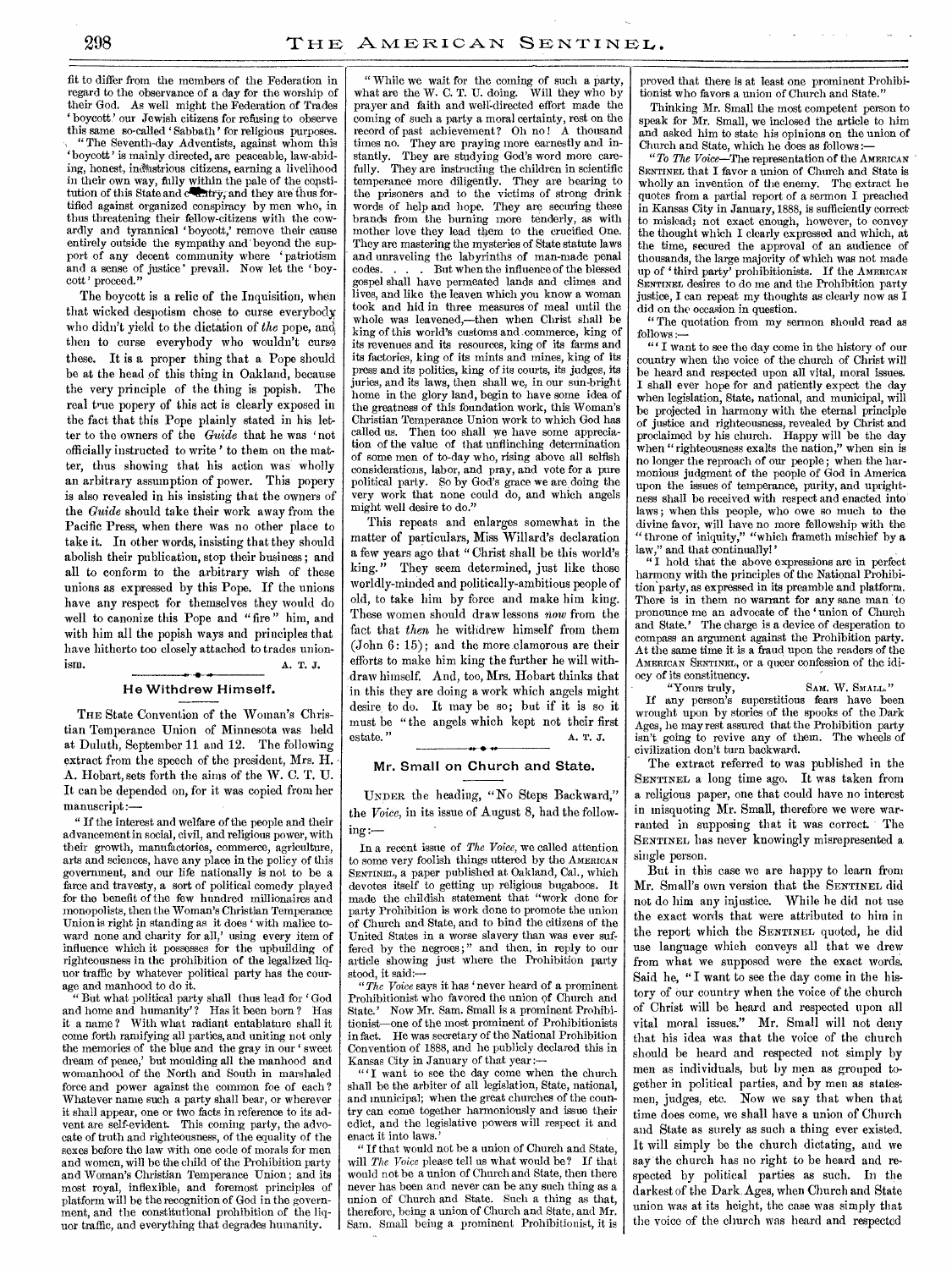fit to differ from the members of the Federation in regard to the observance of a day for the worship of their God. As well might the Federation of Trades 'boycott' our Jewish citizens for refusing to observe this same so-called 'Sabbath' for religious purposes.

"The Seventh-day Adventists, against whom this 'boycott' is mainly directed, are peaceable, law-abiding, honest, industrious citizens, earning a livelihood in their own way, fully within the pale of the constitution of this State and country, and they are thus fortified against organized conspiracy by men who, in thus threatening their fellow-citizens with the cowardly and tyrannical 'boycott,' remove their cause entirely outside the sympathy and beyond the support of any decent community where 'patriotism and a sense of justice' prevail. Now let the 'boycott' proceed."

The boycott is a relic of the Inquisition, when that wicked despotism chose to curse everybody who didn't yield to the dictation of *the* pope, and then to curse everybody who wouldn't curse these. It is a proper thing that a Pope should be at the head of this thing in Oakland, because the very principle of the thing is popish. The real true popery of this act is clearly exposed in the fact that this Pope plainly stated in his letter to the owners of the *Guide* that he was 'not officially instructed to write' to them on the matter, thus showing that his action was wholly an arbitrary assumption of power. This popery is also revealed in his insisting that the owners of the *Guide* should take their work away from the Pacific Press, when there was no other place to take it. In other words, insisting that they should abolish their publication, stop their business; and all to conform to the arbitrary wish of these unions as expressed by this Pope. If the unions have any respect for themselves they would do well to canonize this Pope and "fire" him, and with him all the popish ways and principles that have hitherto too closely attached to trades unionism.

A. T. J.

## He Withdrew Himself.

THE State Convention of the Woman's Christian Temperance Union of Minnesota was held at Duluth, September 11 and 12. The following extract from the speech of the president, Mrs. H. A. Hobart, sets forth the aims of the W. C. T. U. It can be depended on, for it was copied from her manuscript:—

"If the interest and welfare of the people and their advancement in social, civil, and religious power, with their growth, manufactories, commerce, agriculture, arts and sciences, have any place in the policy of this government, and our life nationally is not to be a farce and travesty, a sort of political comedy played for the benefit of the few hundred millionaires and monopolists, then the Woman's Christian Temperance Union is right in standing as it does 'with malice toward none and charity for all,' using every item of influence which it possesses for the upbuilding of righteousness in the prohibition of the legalized liquor traffic by whatever political party has the courage and manhood to do it.

"But what political party shall thus lead for 'God and home and humanity'? Has it been born? Has it a name? With what radiant entablature shall it come forth ramifying all parties, and uniting not only the memories of the blue and the gray in our 'sweet dream of peace,' but moulding all the manhood and womanhood of the North and South in marshaled force and power against the common foe of each? Whatever name such a party shall bear, or wherever it shall appear, one or two facts in reference to its advent are self-evident. This coming party, the advocate of truth and righteousness, of the equality of the sexes before the law with one code of morals for men and women, will be the child of the Prohibition party and Woman's Christian Temperance Union; and its most royal, inflexible, and foremost principles of platform will be the recognition of God in the government, and the constitutional prohibition of the liquor traffic, and everything that degrades humanity.

"While we wait for the coming of such a party, what are the W. C. T. U. doing. Will they who by prayer and faith and well-directed effort made the coming of such a party a moral certainty, rest on the record of past achievement? Oh no! A thousand times no. They are praying more earnestly and instantly. They are studying God's word more carefully. They are instructing the children in scientific temperance more diligently. They are bearing to the prisoners and to the victims of strong drink words of help and hope. They are securing these brands from the burning more tenderly, as with mother love they lead them to the crucified One. They are mastering the mysteries of State statute laws and unraveling the labyrinths of man-made penal codes. . . . But when the influence of the blessed gospel shall have permeated lands and climes and lives, and like the leaven which you know a woman took and hid in three measures of meal until the whole was leavened,—then when Christ shall be king of this world's customs and commerce, king of its revenues and its resources, king of its farms and its factories, king of its mints and mines, king of its press and its politics, king of its courts, its judges, its juries, and its laws, then shall we, in our sun-bright home in the glory land, begin to have some idea of the greatness of this foundation work, this Woman's Christian Temperance Union work to which God has called us. Then too shall we have some appreciation of the value of that unflinching determination of some men of to-day who, rising above all selfish considerations, labor, and pray, and vote for a pure political party. So by God's grace we are doing the very work that none could do, and which angels might well desire to do."

This repeats and enlarges somewhat in the matter of particulars, Miss Willard's declaration a few years ago that "Christ shall be this world's king." They seem determined, just like those worldly-minded and politically-ambitious people of old, to take him by force and make him king. These women should draw lessons *now* from the fact that *then* he withdrew himself from them (John 6: 15); and the more clamorous are their efforts to make him king the further he will withdraw himself. And, too, Mrs. Hobart thinks that in this they are doing a work which angels might desire to do. It may be so; but if it is so it must be "the angels which kept not their first estate."

A. T. J.

## Mr. Small on Church and State.

UNDER the heading, "No Steps Backward," the *Voice*, in its issue of August 8, had the following:—

In a recent issue of *The Voice*, we called attention to some very foolish things uttered by the AMERICAN SENTINEL, a paper published at Oakland, Cal., which devotes itself to getting up religious bugaboos. It made the childish statement that "work done for party Prohibition is work done to promote the union of Church and State, and to bind the citizens of the United States in a worse slavery than was ever suffered by the negroes;" and then, in reply to our article showing just where the Prohibition party stood, it said:—

"*The Voice* says it has 'never heard of a prominent Prohibitionist who favored the union of Church and State.' Now Mr. Sam. Small is a prominent Prohibitionist—one of the most prominent of Prohibitionists in fact. He was secretary of the National Prohibition Convention of 1888, and he publicly declared this in Kansas City in January of that year:—

"'I want to see the day come when the church shall be the arbiter of all legislation, State, national, and municipal; when the great churches of the country can come together harmoniously and issue their edict, and the legislative powers will respect it and enact it into laws.'

"If that would not be a union of Church and State, will *The Voice* please tell us what would be? If that would not be a union of Church and State, then there never has been and never can be any such thing as a union of Church and State. Such a thing as that, therefore, being a union of Church and State, and Mr. Sam. Small being a prominent Prohibitionist, it is proved that there is at least one prominent Prohibitionist who favors a union of Church and State."

Thinking Mr. Small the most competent person to speak for Mr. Small, we inclosed the article to him and asked him to state his opinions on the union of Church and State, which he does as follows:—

"*To The Voice*—The representation of the AMERICAN SENTINEL that I favor a union of Church and State is wholly an invention of the enemy. The extract he quotes from a partial report of a sermon I preached in Kansas City in January, 1888, is sufficiently correct to mislead; not exact enough, however, to convey the thought which I clearly expressed and which, at the time, secured the approval of an audience of thousands, the large majority of which was not made up of 'third party' prohibitionists. If the AMERICAN SENTINEL desires to do me and the Prohibition party justice, I can repeat my thoughts as clearly now as I did on the occasion in question.

"The quotation from my sermon should read as follows:—

"'I want to see the day come in the history of our country when the voice of the church of Christ will be heard and respected upon all vital, moral issues. I shall ever hope for and patiently expect the day when legislation, State, national, and municipal, will be projected in harmony with the eternal principle of justice and righteousness, revealed by Christ and proclaimed by his church. Happy will be the day when "righteousness exalts the nation," when sin is no longer the reproach of our people; when the harmonious judgment of the people of God in America upon the issues of temperance, purity, and uprightness shall be received with respect and enacted into laws; when this people, who owe so much to the divine favor, will have no more fellowship with the "throne of iniquity," "which frameth mischief by a law," and that continually!'

"I hold that the above expressions are in perfect harmony with the principles of the National Prohibition party, as expressed in its preamble and platform. There is in them no warrant for any sane man to pronounce me an advocate of the 'union of Church and State.' The charge is a device of desperation to compass an argument against the Prohibition party. At the same time it is a fraud upon the readers of the AMERICAN SENTINEL, or a queer confession of the idiocy of its constituency.

"Yours truly, SAM. W. SMALL."

If any person's superstitious fears have been wrought upon by stories of the spooks of the Dark Ages, he may rest assured that the Prohibition party isn't going to revive any of them. The wheels of civilization don't turn backward.

The extract referred to was published in the SENTINEL a long time ago. It was taken from a religious paper, one that could have no interest in misquoting Mr. Small, therefore we were warranted in supposing that it was correct. The SENTINEL has never knowingly misrepresented a single person.

But in this case we are happy to learn from Mr. Small's own version that the SENTINEL did not do him any injustice. While he did not use the exact words that were attributed to him in the report which the SENTINEL quoted, he did use language which conveys all that we drew from what we supposed were the exact words. Said he, "I want to see the day come in the history of our country when the voice of the church of Christ will be heard and respected upon all vital moral issues." Mr. Small will not deny that his idea was that the voice of the church should be heard and respected not simply by men as individuals, but by men as grouped together in political parties, and by men as statesmen, judges, etc. Now we say that when that time does come, we shall have a union of Church and State as surely as such a thing ever existed. It will simply be the church dictating, and we say the church has no right to be heard and respected by political parties as such. In the darkest of the Dark Ages, when Church and State union was at its height, the case was simply that the voice of the church was heard and respected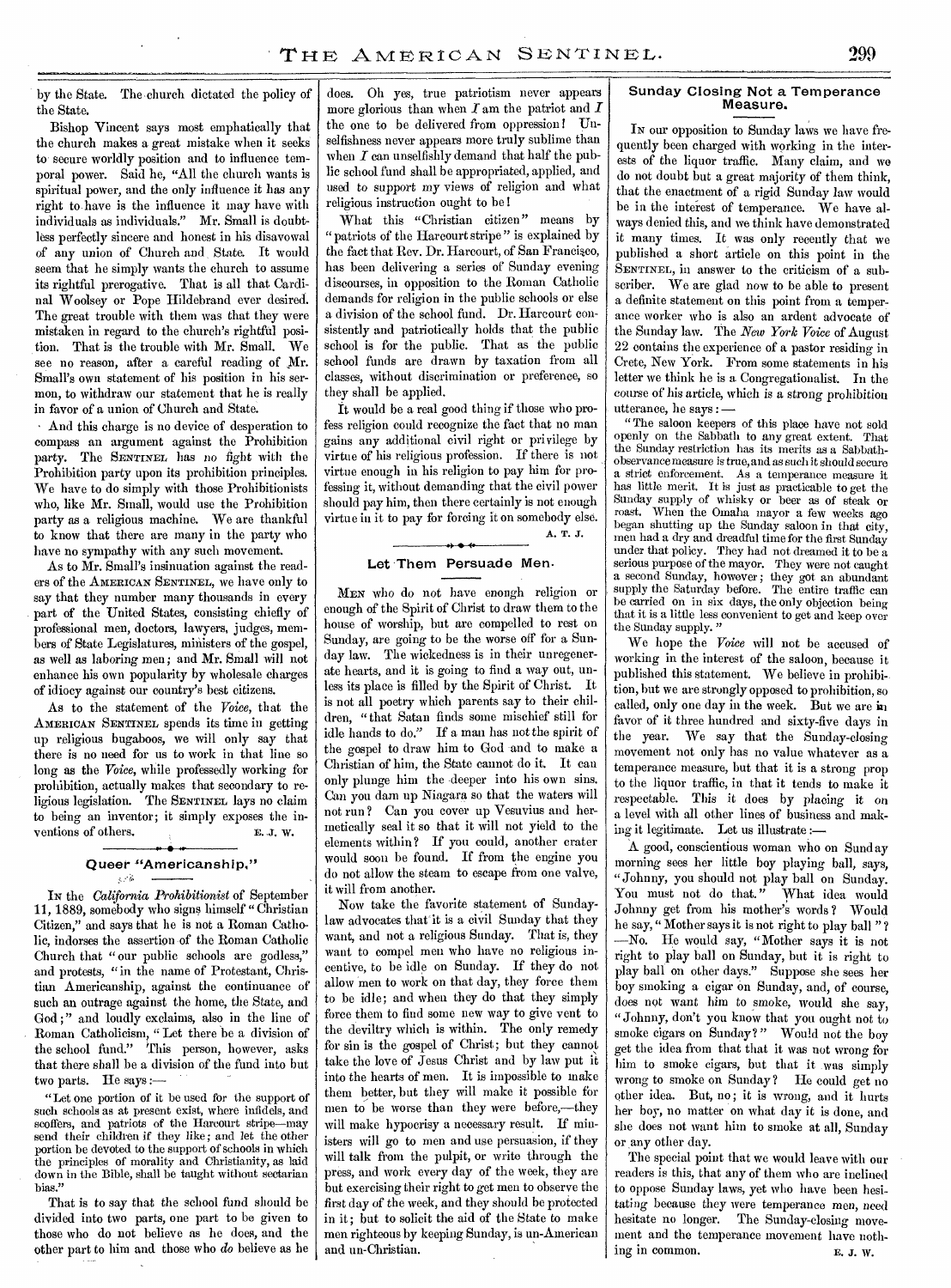by the State. The church dictated the policy of the State.

Bishop Vincent says most emphatically that the church makes a great mistake when it seeks to secure worldly position and to influence temporal power. Said he, "All the church wants is spiritual power, and the only influence it has any right to have is the influence it may have with individuals as individuals." Mr. Small is doubtless perfectly sincere and honest in his disavowal of any union of Church and State. It would seem that he simply wants the church to assume its rightful prerogative. That is all that Cardinal Woolsey or Pope Hildebrand ever desired. The great trouble with them was that they were mistaken in regard to the church's rightful position. That is the trouble with Mr. Small. We see no reason, after a careful reading of Mr. Small's own statement of his position in his sermon, to withdraw our statement that he is really in favor of a union of Church and State.

And this charge is no device of desperation to compass an argument against the Prohibition party. The SENTINEL has no fight with the Prohibition party upon its prohibition principles. We have to do simply with those Prohibitionists who, like Mr. Small, would use the Prohibition party as a religious machine. We are thankful to know that there are many in the party who have no sympathy with any such movement.

As to Mr. Small's insinuation against the readers of the AMERICAN SENTINEL, we have only to say that they number many thousands in every part of the United States, consisting chiefly of professional men, doctors, lawyers, judges, members of State Legislatures, ministers of the gospel, as well as laboring men; and Mr. Small will not enhance his own popularity by wholesale charges of idiocy against our country's best citizens.

As to the statement of the *Voice*, that the AMERICAN SENTINEL spends its time in getting up religious bugaboos, we will only say that there is no need for us to work in that line so long as the *Voice*, while professedly working for prohibition, actually makes that secondary to religious legislation. The SENTINEL lays no claim to being an inventor; it simply exposes the inventions of others.

E. J. W.

## Queer "Americanship."

IN the *California Prohibitionist* of September 11, 1889, somebody who signs himself "Christian Citizen," and says that he is not a Roman Catholic, indorses the assertion of the Roman Catholic Church that "our public schools are godless," and protests, "in the name of Protestant, Christian Americanship, against the continuance of such an outrage against the home, the State, and God;" and loudly exclaims, also in the line of Roman Catholicism, "Let there be a division of the school fund." This person, however, asks that there shall be a division of the fund into but two parts. He says:—

"Let one portion of it be used for the support of such schools as at present exist, where infidels, and scoffers, and patriots of the Harcourt stripe—may send their children if they like; and let the other portion be devoted to the support of schools in which the principles of morality and Christianity, as laid down in the Bible, shall be taught without sectarian bias."

That is to say that the school fund should be divided into two parts, one part to be given to those who do not believe as he does, and the other part to him and those who *do* believe as he does. Oh yes, true patriotism never appears more glorious than when *I* am the patriot and *I* the one to be delivered from oppression! Unselfishness never appears more truly sublime than when *I* can unselfishly demand that half the public school fund shall be appropriated, applied, and used to support my views of religion and what religious instruction ought to be!

What this "Christian citizen" means by "patriots of the Harcourt stripe" is explained by the fact that Rev. Dr. Harcourt, of San Francisco, has been delivering a series of Sunday evening discourses, in opposition to the Roman Catholic demands for religion in the public schools or else a division of the school fund. Dr. Harcourt consistently and patriotically holds that the public school is for the public. That as the public school funds are drawn by taxation from all classes, without discrimination or preference, so they shall be applied.

It would be a real good thing if those who profess religion could recognize the fact that no man gains any additional civil right or privilege by virtue of his religious profession. If there is not virtue enough in his religion to pay him for professing it, without demanding that the civil power should pay him, then there certainly is not enough virtue in it to pay for forcing it on somebody else.

A. T. J.

## Let Them Persuade Men.

MEN who do not have enough religion or enough of the Spirit of Christ to draw them to the house of worship, but are compelled to rest on Sunday, are going to be the worse off for a Sunday law. The wickedness is in their unregenerate hearts, and it is going to find a way out, unless its place is filled by the Spirit of Christ. It is not all poetry which parents say to their children, "that Satan finds some mischief still for idle hands to do." If a man has not the spirit of the gospel to draw him to God and to make a Christian of him, the State cannot do it. It can only plunge him the deeper into his own sins. Can you dam up Niagara so that the waters will not run? Can you cover up Vesuvius and hermetically seal it so that it will not yield to the elements within? If you could, another crater would soon be found. If from the engine you do not allow the steam to escape from one valve, it will from another.

Now take the favorite statement of Sunday-law advocates that it is a civil Sunday that they want, and not a religious Sunday. That is, they want to compel men who have no religious incentive, to be idle on Sunday. If they do not allow men to work on that day, they force them to be idle; and when they do that they simply force them to find some new way to give vent to the deviltry which is within. The only remedy for sin is the gospel of Christ; but they cannot take the love of Jesus Christ and by law put it into the hearts of men. It is impossible to make them better, but they will make it possible for men to be worse than they were before,—they will make hypocrisy a necessary result. If ministers will go to men and use persuasion, if they will talk from the pulpit, or write through the press, and work every day of the week, they are but exercising their right to get men to observe the first day of the week, and they should be protected in it; but to solicit the aid of the State to make men righteous by keeping Sunday, is un-American and un-Christian.

## Sunday Closing Not a Temperance Measure.

IN our opposition to Sunday laws we have frequently been charged with working in the interests of the liquor traffic. Many claim, and we do not doubt but a great majority of them think, that the enactment of a rigid Sunday law would be in the interest of temperance. We have always denied this, and we think have demonstrated it many times. It was only recently that we published a short article on this point in the SENTINEL, in answer to the criticism of a subscriber. We are glad now to be able to present a definite statement on this point from a temperance worker who is also an ardent advocate of the Sunday law. The *New York Voice* of August 22 contains the experience of a pastor residing in Crete, New York. From some statements in his letter we think he is a Congregationalist. In the course of his article, which is a strong prohibition utterance, he says:—

"The saloon keepers of this place have not sold openly on the Sabbath to any great extent. That the Sunday restriction has its merits as a Sabbath-observance measure is true, and as such it should secure a strict enforcement. As a temperance measure it has little merit. It is just as practicable to get the Sunday supply of whisky or beer as of steak or roast. When the Omaha mayor a few weeks ago began shutting up the Sunday saloon in that city, men had a dry and dreadful time for the first Sunday under that policy. They had not dreamed it to be a serious purpose of the mayor. They were not caught a second Sunday, however; they got an abundant supply the Saturday before. The entire traffic can be carried on in six days, the only objection being that it is a little less convenient to get and keep over the Sunday supply."

We hope the *Voice* will not be accused of working in the interest of the saloon, because it published this statement. We believe in prohibition, but we are strongly opposed to prohibition, so called, only one day in the week. But we are in favor of it three hundred and sixty-five days in the year. We say that the Sunday-closing movement not only has no value whatever as a temperance measure, but that it is a strong prop to the liquor traffic, in that it tends to make it respectable. This it does by placing it on a level with all other lines of business and making it legitimate. Let us illustrate:—

A good, conscientious woman who on Sunday morning sees her little boy playing ball, says, "Johnny, you should not play ball on Sunday. You must not do that." What idea would Johnny get from his mother's words? Would he say, "Mother says it is not right to play ball"? —No. He would say, "Mother says it is not right to play ball on Sunday, but it is right to play ball on other days." Suppose she sees her boy smoking a cigar on Sunday, and, of course, does not want *him* to smoke, would she say, "Johnny, don't you know that you ought not to smoke cigars on Sunday?" Would not the boy get the idea from that that it was not wrong for him to smoke cigars, but that it was simply wrong to smoke on Sunday? He could get no other idea. But, no; it is wrong, and it hurts her boy, no matter on what day it is done, and she does not want him to smoke at all, Sunday or any other day.

The special point that we would leave with our readers is this, that any of them who are inclined to oppose Sunday laws, yet who have been hesitating because they were temperance men, need hesitate no longer. The Sunday-closing movement and the temperance movement have nothing in common.

E. J. W.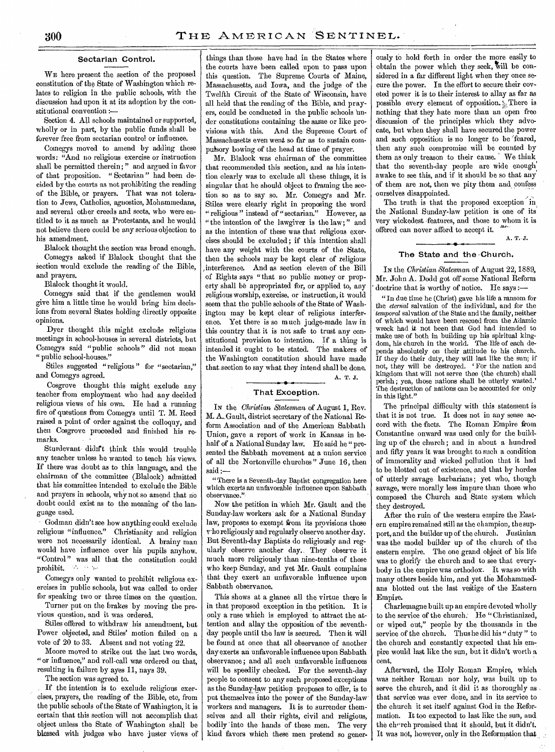## Sectarian Control.

WE here present the section of the proposed constitution of the State of Washington which relates to religion in the public schools, with the discussion had upon it at its adoption by the constitutional convention:—

Section 4. All schools maintained or supported, wholly or in part, by the public funds shall be forever free from sectarian control or influence.

Comegys moved to amend by adding these words: "And no religious exercise or instruction shall be permitted therein;" and argued in favor of that proposition. "Sectarian" had been decided by the courts as not prohibiting the reading of the Bible, or prayers. That was not toleration to Jews, Catholics, agnostics, Mohammedans, and several other creeds and sects, who were entitled to it as much as Protestants, and he would not believe there could be any serious objection to his amendment.

Blalock thought the section was broad enough.

Comegys asked if Blalock thought that the section would exclude the reading of the Bible, and prayers.

Blalock thought it would.

Comegys said that if the gentlemen would give him a little time he would bring him decisions from several States holding directly opposite opinions.

Dyer thought this might exclude religious meetings in school-houses in several districts, but Comegys said "public schools" did not mean "public school-houses."

Stiles suggested "religious" for "sectarian," and Comegys agreed.

Cosgrove thought this might exclude any teacher from employment who had any decided religious views of his own. He had a running fire of questions from Comegys until T. M. Reed raised a point of order against the colloquy, and then Cosgrove proceeded and finished his remarks.

Sturdevant didn't think this would trouble any teacher unless he wanted to teach his views. If there was doubt as to this language, and the chairman of the committee (Blalock) admitted that his committee intended to exclude the Bible and prayers in schools, why not so amend that no doubt could exist as to the meaning of the language used.

Godman didn't see how anything could exclude religious "influence." Christianity and religion were not necessarily identical. A brainy man would have influence over his pupils anyhow. "Control" was all that the constitution could prohibit.

Comegys only wanted to prohibit religious exercises in public schools, but was called to order for speaking two or three times on the question.

Turner put on the brakes by moving the previous question, and it was ordered.

Stiles offered to withdraw his amendment, but Power objected, and Stiles' motion failed on a vote of 20 to 33. Absent and not voting 22.

Moore moved to strike out the last two words, "or influence," and roll-call was ordered on that, resulting in failure by ayes 11, nays 39.

The section was agreed to.

If the intention is to exclude religious exercises, prayers, the reading of the Bible, etc, from the public schools of the State of Washington, it is certain that this section will not accomplish that object unless the State of Washington shall be blessed with judges who have juster views of things than those have had in the States where the courts have been called upon to pass upon this question. The Supreme Courts of Maine, Massachusetts, and Iowa, and the judge of the Twelfth Circuit of the State of Wisconsin, have all held that the reading of the Bible, and prayers, could be conducted in the public schools under constitutions containing the same or like provisions with this. And the Supreme Court of Massachusetts even went so far as to sustain compulsory bowing of the head at time of prayer.

Mr. Blalock was chairman of the committee that recommended this section, and as his intention clearly was to exclude all these things, it is singular that he should object to framing the section so as to say so. Mr. Comegys and Mr. Stiles were clearly right in proposing the word "religious" instead of "sectarian." However, as "the intention of the lawgiver is the law;" and as the intention of these was that religious exercises should be excluded; if this intention shall have any weight with the courts of the State, then the schools may be kept clear of religious interference. And as section eleven of the Bill of Rights says "that no public money or property shall be appropriated for, or applied to, any religious worship, exercise, or instruction, it would seem that the public schools of the State of Washington may be kept clear of religious interference. Yet there is so much judge-made law in this country that it is not safe to trust any constitutional provision to intention. If a thing is intended it ought to be stated. The makers of the Washington constitution should have made that section to say what they intend shall be done.

A. T. J.

## That Exception.

IN the *Christian Statesman* of August 1, Rev. M. A. Gault, district secretary of the National Reform Association and of the American Sabbath Union, gave a report of work in Kansas in behalf of a National Sunday law. He said he "presented the Sabbath movement at a union service of all the Nortonville churches" June 16, then said:—

"There is a Seventh-day Baptist congregation here which exerts an unfavorable influence upon Sabbath observance."

Now the petition in which Mr. Gault and the Sunday-law workers ask for a National Sunday law, proposes to exempt from its provisions those who religiously and regularly observe another day. But Seventh-day Baptists do religiously and regularly observe another day. They observe it much more religiously than nine-tenths of those who keep Sunday, and yet Mr. Gault complains that they exert an unfavorable influence upon Sabbath observance.

This shows at a glance all the virtue there is in that proposed exception in the petition. It is only a ruse which is employed to attract the attention and allay the opposition of the seventh-day people until the law is secured. Then it will be found at once that all observance of another day exerts an unfavorable influence upon Sabbath observance; and all such unfavorable influences will be speedily checked. For the seventh-day people to consent to any such proposed exceptions as the Sunday-law petition proposes to offer, is to put themselves into the power of the Sunday-law workers and managers. It is to surrender themselves and all their rights, civil and religious, bodily into the hands of these men. The very kind favors which these men pretend so generously to hold forth in order the more easily to obtain the power which they seek, will be considered in a far different light when they once secure the power. In the effort to secure their coveted power it is to their interest to allay as far as possible every element of opposition. There is nothing that they hate more than an open free discussion of the principles which they advocate, but when they shall have secured the power and such opposition is no longer to be feared, then any such compromise will be counted by them as only treason to their cause. We think that the seventh-day people are wide enough awake to see this, and if it should be so that any of them are not, then we pity them and confess ourselves disappointed.

The truth is that the proposed exception in the National Sunday-law petition is one of its very wickedest features, and those to whom it is offered can never afford to accept it.

A. T. J.

## The State and the Church.

IN the *Christian Statesman* of August 22, 1889, Mr. John A. Dodd got off some National Reform doctrine that is worthy of notice. He says:—

"In due time he (Christ) gave his life a ransom for the *eternal* salvation of the individual, and for the *temporal* salvation of the State and the family, neither of which would have been rescued from the Adamic wreck had it not been that God had intended to make use of both in building up his spiritual kingdom, his church in the world. The life of each depends absolutely on their attitude to his church. If they do their duty, they will last like the sun; if not, they will be destroyed. 'For the nation and kingdom that will not serve thee (the church) shall perish; yea, those nations shall be utterly wasted.' The destruction of nations can be accounted for only in this light."

The principal difficulty with this statement is that it is not true. It does not in any sense accord with the facts. The Roman Empire from Constantine onward was used only for the building up of the church; and in about a hundred and fifty years it was brought to such a condition of immorality and wicked pollution that it had to be blotted out of existence, and that by hordes of utterly savage barbarians; yet who, though savage, were morally less impure than those who composed the Church and State system which they destroyed.

After the ruin of the western empire the Eastern empire remained still as the champion, the support, and the builder up of the church. Justinian was the model builder up of the church of the eastern empire. The one grand object of his life was to glorify the church and to see that everybody in the empire was orthodox. It was so with many others beside him, and yet the Mohammedans blotted out the last vestige of the Eastern Empire.

Charlemagne built up an empire devoted wholly to the service of the church. He "Christianized, or wiped out," people by the thousands in the service of the church. Thus he did his "duty" to the church and constantly expected that his empire would last like the sun, but it didn't worth a cent.

Afterward, the Holy Roman Empire, which was neither Roman nor holy, was built up to serve the church, and it did it as thoroughly as that service was ever done, and in its service to the church it set itself against God in the Reformation. It too expected to last like the sun, and the church promised that it should, but it didn't. It was not, however, only in the Reformation that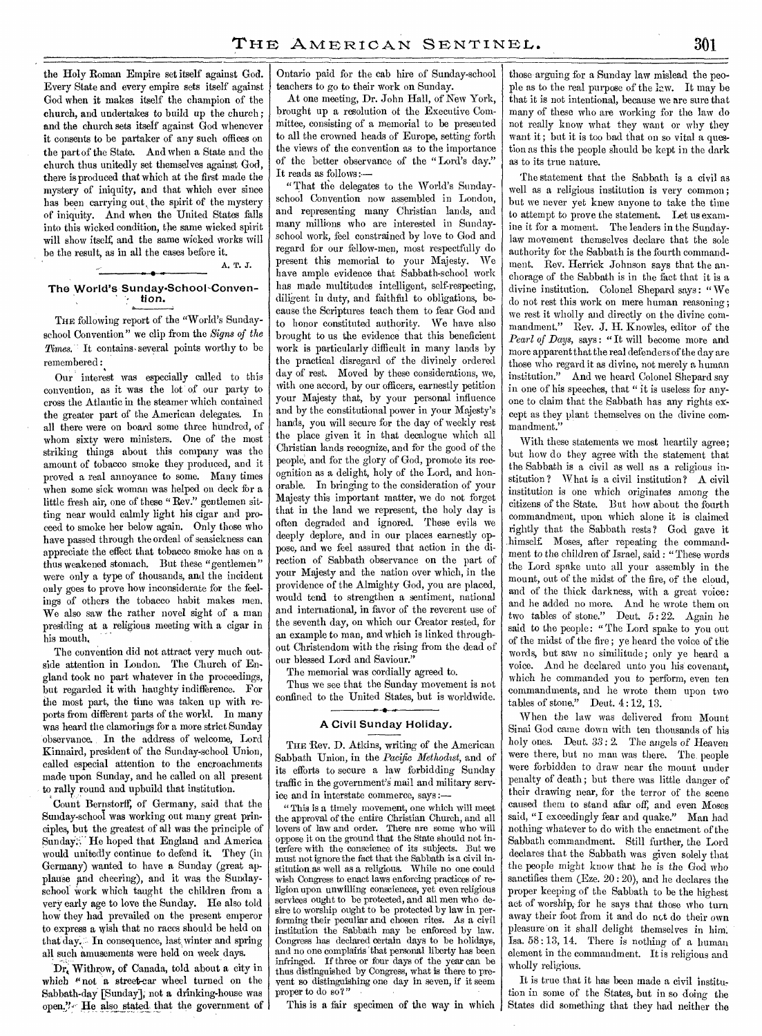the Holy Roman Empire set itself against God. Every State and every empire sets itself against God when it makes itself the champion of the church, and undertakes to build up the church; and the church sets itself against God whenever it consents to be partaker of any such offices on the part of the State. And when a State and the church thus unitedly set themselves against God, there is produced that which at the first made the mystery of iniquity, and that which ever since has been carrying out the spirit of the mystery of iniquity. And when the United States falls into this wicked condition, the same wicked spirit will show itself, and the same wicked works will be the result, as in all the cases before it.

A. T. J.

## The World's Sunday-School Convention.

THE following report of the "World's Sunday-school Convention" we clip from the *Signs of the Times.* It contains several points worthy to be remembered:

Our interest was especially called to this convention, as it was the lot of our party to cross the Atlantic in the steamer which contained the greater part of the American delegates. In all there were on board some three hundred, of whom sixty were ministers. One of the most striking things about this company was the amount of tobacco smoke they produced, and it proved a real annoyance to some. Many times when some sick woman was helped on deck for a little fresh air, one of these "Rev." gentlemen sitting near would calmly light his cigar and proceed to smoke her below again. Only those who have passed through the ordeal of seasickness can appreciate the effect that tobacco smoke has on a thus weakened stomach. But these "gentlemen" were only a type of thousands, and the incident only goes to prove how inconsiderate for the feelings of others the tobacco habit makes men. We also saw the rather novel sight of a man presiding at a religious meeting with a cigar in his mouth.

The convention did not attract very much outside attention in London. The Church of England took no part whatever in the proceedings, but regarded it with haughty indifference. For the most part, the time was taken up with reports from different parts of the world. In many was heard the clamorings for a more strict Sunday observance. In the address of welcome, Lord Kinnaird, president of the Sunday-school Union, called especial attention to the encroachments made upon Sunday, and he called on all present to rally round and upbuild that institution.

Count Bernstorff, of Germany, said that the Sunday-school was working out many great principles, but the greatest of all was the principle of Sunday. He hoped that England and America would unitedly continue to defend it. They (in Germany) wanted to have a Sunday (great applause and cheering), and it was the Sunday-school work which taught the children from a very early age to love the Sunday. He also told how they had prevailed on the present emperor to express a wish that no races should be held on that day. In consequence, last winter and spring all such amusements were held on week days.

Dr. Withrow, of Canada, told about a city in which "not a street-car wheel turned on the Sabbath-day [Sunday], not a drinking-house was open." He also stated that the government of Ontario paid for the cab hire of Sunday-school teachers to go to their work on Sunday.

At one meeting, Dr. John Hall, of New York, brought up a resolution of the Executive Committee, consisting of a memorial to be presented to all the crowned heads of Europe, setting forth the views of the convention as to the importance of the better observance of the "Lord's day." It reads as follows:—

"That the delegates to the World's Sunday-school Convention now assembled in London, and representing many Christian lands, and many millions who are interested in Sunday-school work, feel constrained by love to God and regard for our fellow-men, most respectfully do present this memorial to your Majesty. We have ample evidence that Sabbath-school work has made multitudes intelligent, self-respecting, diligent in duty, and faithful to obligations, because the Scriptures teach them to fear God and to honor constituted authority. We have also brought to us the evidence that this beneficient work is particularly difficult in many lands by the practical disregard of the divinely ordered day of rest. Moved by these considerations, we, with one accord, by our officers, earnestly petition your Majesty that, by your personal influence and by the constitutional power in your Majesty's hands, you will secure for the day of weekly rest the place given it in that decalogue which all Christian lands recognize, and for the good of the people, and for the glory of God, promote its recognition as a delight, holy of the Lord, and honorable. In bringing to the consideration of your Majesty this important matter, we do not forget that in the land we represent, the holy day is often degraded and ignored. These evils we deeply deplore, and in our places earnestly oppose, and we feel assured that action in the direction of Sabbath observance on the part of your Majesty and the nation over which, in the providence of the Almighty God, you are placed, would tend to strengthen a sentiment, national and international, in favor of the reverent use of the seventh day, on which our Creator rested, for an example to man, and which is linked throughout Christendom with the rising from the dead of our blessed Lord and Saviour."

The memorial was cordially agreed to.

Thus we see that the Sunday movement is not confined to the United States, but is worldwide.

## A Civil Sunday Holiday.

THE Rev. D. Atkins, writing of the American Sabbath Union, in the *Pacific Methodist*, and of its efforts to secure a law forbidding Sunday traffic in the government's mail and military service and in interstate commerce, says:—

"This is a timely movement, one which will meet the approval of the entire Christian Church, and all lovers of law and order. There are some who will oppose it on the ground that the State should not interfere with the conscience of its subjects. But we must not ignore the fact that the Sabbath is a civil institution as well as a religious. While no one could wish Congress to enact laws enforcing practices of religion upon unwilling consciences, yet even religious services ought to be protected, and all men who desire to worship ought to be protected by law in performing their peculiar and chosen rites. As a civil institution the Sabbath may be enforced by law. Congress has declared certain days to be holidays, and no one complains that personal liberty has been infringed. If three or four days of the year can be thus distinguished by Congress, what is there to prevent so distinguishing one day in seven, if it seem proper to do so?"

This is a fair specimen of the way in which those arguing for a Sunday law mislead the people as to the real purpose of the law. It may be that it is not intentional, because we are sure that many of these who are working for the law do not really know what they want or why they want it; but it is too bad that on so vital a question as this the people should be kept in the dark as to its true nature.

The statement that the Sabbath is a civil as well as a religious institution is very common; but we never yet knew anyone to take the time to attempt to prove the statement. Let us examine it for a moment. The leaders in the Sunday-law movement themselves declare that the sole authority for the Sabbath is the fourth commandment. Rev. Herrick Johnson says that the anchorage of the Sabbath is in the fact that it is a divine institution. Colonel Shepard says: "We do not rest this work on mere human reasoning; we rest it wholly and directly on the divine commandment." Rev. J. H. Knowles, editor of the *Pearl of Days*, says: "It will become more and more apparent that the real defenders of the day are those who regard it as divine, not merely a human institution." And we heard Colonel Shepard say in one of his speeches, that "it is useless for anyone to claim that the Sabbath has any rights except as they plant themselves on the divine commandment."

With these statements we most heartily agree; but how do they agree with the statement that the Sabbath is a civil as well as a religious institution? What is a civil institution? A civil institution is one which originates among the citizens of the State. But how about the fourth commandment, upon which alone it is claimed rightly that the Sabbath rests? God gave it himself. Moses, after repeating the commandment to the children of Israel, said: "These words the Lord spake unto all your assembly in the mount, out of the midst of the fire, of the cloud, and of the thick darkness, with a great voice: and he added no more. And he wrote them on two tables of stone." Deut. 5:22. Again he said to the people: "The Lord spake to you out of the midst of the fire; ye heard the voice of the words, but saw no similitude; only ye heard a voice. And he declared unto you his covenant, which he commanded you to perform, even ten commandments, and he wrote them upon two tables of stone." Deut. 4:12, 13.

When the law was delivered from Mount Sinai God came down with ten thousands of his holy ones. Deut. 33:2. The angels of Heaven were there, but no man was there. The people were forbidden to draw near the mount under penalty of death; but there was little danger of their drawing near, for the terror of the scene caused them to stand afar off, and even Moses said, "I exceedingly fear and quake." Man had nothing whatever to do with the enactment of the Sabbath commandment. Still further, the Lord declares that the Sabbath was given solely that the people might know that he is the God who sanctifies them (Eze. 20:20), and he declares the proper keeping of the Sabbath to be the highest act of worship, for he says that those who turn away their foot from it and do not do their own pleasure on it shall delight themselves in him. Isa. 58:13, 14. There is nothing of a human element in the commandment. It is religious and wholly religious.

It is true that it has been made a civil institution in some of the States, but in so doing the States did something that they had neither the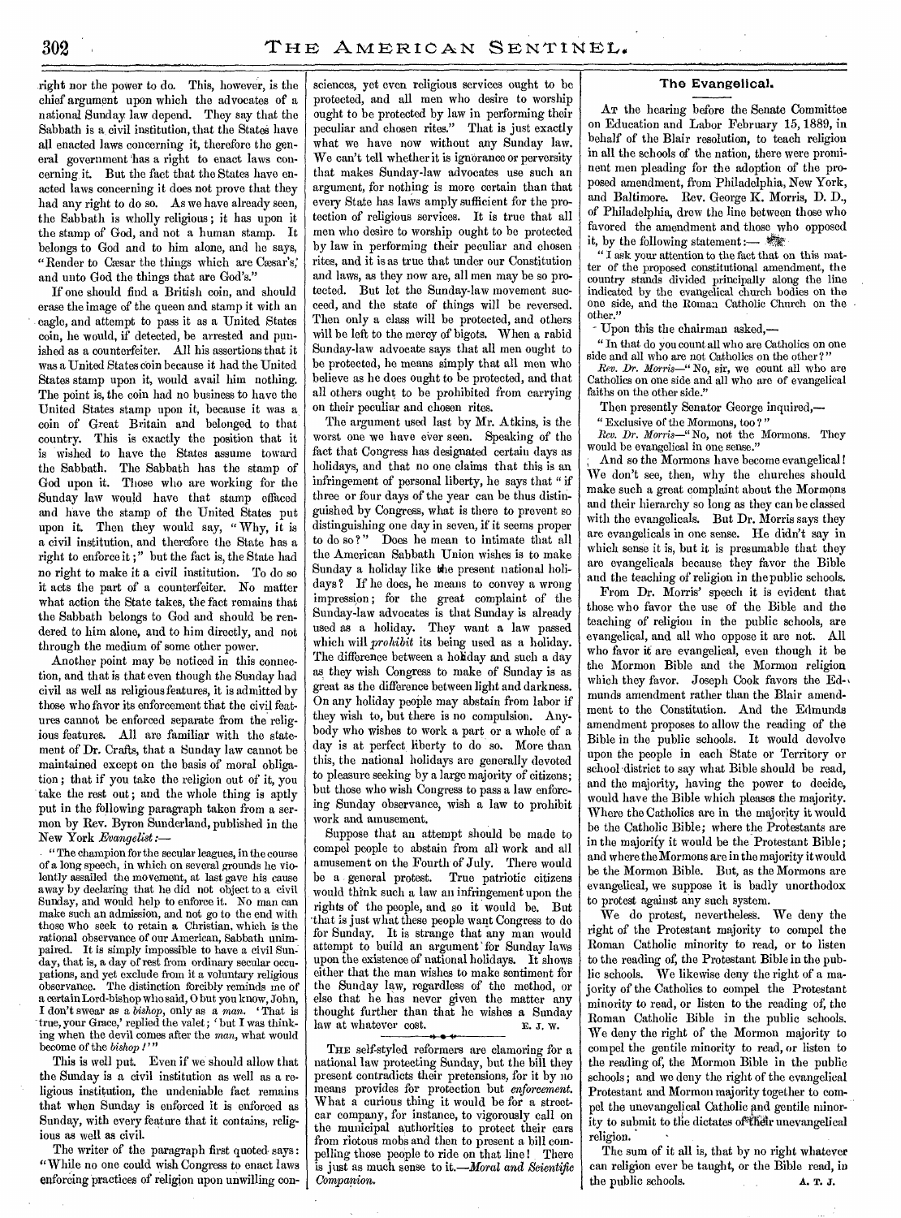right nor the power to do. This, however, is the chief argument upon which the advocates of a national Sunday law depend. They say that the Sabbath is a civil institution, that the States have all enacted laws concerning it, therefore the general government has a right to enact laws concerning it. But the fact that the States have enacted laws concerning it does not prove that they had any right to do so. As we have already seen, the Sabbath is wholly religious; it has upon it the stamp of God, and not a human stamp. It belongs to God and to him alone, and he says, "Render to Cæsar the things which are Cæsar's, and unto God the things that are God's."

If one should find a British coin, and should erase the image of the queen and stamp it with an eagle, and attempt to pass it as a United States coin, he would, if detected, be arrested and punished as a counterfeiter. All his assertions that it was a United States coin because it had the United States stamp upon it, would avail him nothing. The point is, the coin had no business to have the United States stamp upon it, because it was a coin of Great Britain and belonged to that country. This is exactly the position that it is wished to have the States assume toward the Sabbath. The Sabbath has the stamp of God upon it. Those who are working for the Sunday law would have that stamp effaced and have the stamp of the United States put upon it. Then they would say, "Why, it is a civil institution, and therefore the State has a right to enforce it;" but the fact is, the State had no right to make it a civil institution. To do so it acts the part of a counterfeiter. No matter what action the State takes, the fact remains that the Sabbath belongs to God and should be rendered to him alone, and to him directly, and not through the medium of some other power.

Another point may be noticed in this connection, and that is that even though the Sunday had civil as well as religious features, it is admitted by those who favor its enforcement that the civil features cannot be enforced separate from the religious features. All are familiar with the statement of Dr. Crafts, that a Sunday law cannot be maintained except on the basis of moral obligation; that if you take the religion out of it, you take the rest out; and the whole thing is aptly put in the following paragraph taken from a sermon by Rev. Byron Sunderland, published in the New York *Evangelist*:—

"The champion for the secular leagues, in the course of a long speech, in which on several grounds he violently assailed the movement, at last gave his cause away by declaring that he did not object to a civil Sunday, and would help to enforce it. No man can make such an admission, and not go to the end with those who seek to retain a Christian, which is the rational observance of our American, Sabbath unimpaired. It is simply impossible to have a civil Sunday, that is, a day of rest from ordinary secular occupations, and yet exclude from it a voluntary religious observance. The distinction forcibly reminds me of a certain Lord-bishop who said, O but you know, John, I don't swear as a *bishop*, only as a *man*. 'That is true, your Grace,' replied the valet; 'but I was thinking when the devil comes after the *man*, what would become of the *bishop*!'"

This is well put. Even if we should allow that the Sunday is a civil institution as well as a religious institution, the undeniable fact remains that when Sunday is enforced it is enforced as Sunday, with every feature that it contains, religious as well as civil.

The writer of the paragraph first quoted says: "While no one could wish Congress to enact laws enforcing practices of religion upon unwilling consciences, yet even religious services ought to be protected, and all men who desire to worship ought to be protected by law in performing their peculiar and chosen rites." That is just exactly what we have now without any Sunday law. We can't tell whether it is ignorance or perversity that makes Sunday-law advocates use such an argument, for nothing is more certain than that every State has laws amply sufficient for the protection of religious services. It is true that all men who desire to worship ought to be protected by law in performing their peculiar and chosen rites, and it is as true that under our Constitution and laws, as they now are, all men may be so protected. But let the Sunday-law movement succeed, and the state of things will be reversed. Then only a class will be protected, and others will be left to the mercy of bigots. When a rabid Sunday-law advocate says that all men ought to be protected, he means simply that all men who believe as he does ought to be protected, and that all others ought to be prohibited from carrying on their peculiar and chosen rites.

The argument used last by Mr. Atkins, is the worst one we have ever seen. Speaking of the fact that Congress has designated certain days as holidays, and that no one claims that this is an infringement of personal liberty, he says that "if three or four days of the year can be thus distinguished by Congress, what is there to prevent so distinguishing one day in seven, if it seems proper to do so?" Does he mean to intimate that all the American Sabbath Union wishes is to make Sunday a holiday like the present national holidays? If he does, he means to convey a wrong impression; for the great complaint of the Sunday-law advocates is that Sunday is already used as a holiday. They want a law passed which will *prohibit* its being used as a holiday. The difference between a holiday and such a day as they wish Congress to make of Sunday is as great as the difference between light and darkness. On any holiday people may abstain from labor if they wish to, but there is no compulsion. Anybody who wishes to work a part or a whole of a day is at perfect liberty to do so. More than this, the national holidays are generally devoted to pleasure seeking by a large majority of citizens; but those who wish Congress to pass a law enforcing Sunday observance, wish a law to prohibit work and amusement.

Suppose that an attempt should be made to compel people to abstain from all work and all amusement on the Fourth of July. There would be a general protest. True patriotic citizens would think such a law an infringement upon the rights of the people, and so it would be. But that is just what these people want Congress to do for Sunday. It is strange that any man would attempt to build an argument for Sunday laws upon the existence of national holidays. It shows either that the man wishes to make sentiment for the Sunday law, regardless of the method, or else that he has never given the matter any thought further than that he wishes a Sunday law at whatever cost. E. J. W.

---

THE self-styled reformers are clamoring for a national law protecting Sunday, but the bill they present contradicts their pretensions, for it by no means provides for protection but *enforcement*. What a curious thing it would be for a street-car company, for instance, to vigorously call on the municipal authorities to protect their cars from riotous mobs and then to present a bill compelling those people to ride on that line! There is just as much sense to it.—*Moral and Scientific Companion*.

## The Evangelical.

AT the hearing before the Senate Committee on Education and Labor February 15, 1889, in behalf of the Blair resolution, to teach religion in all the schools of the nation, there were prominent men pleading for the adoption of the proposed amendment, from Philadelphia, New York, and Baltimore. Rev. George K. Morris, D. D., of Philadelphia, drew the line between those who favored the amendment and those who opposed it, by the following statement:—

"I ask your attention to the fact that on this matter of the proposed constitutional amendment, the country stands divided principally along the line indicated by the evangelical church bodies on the one side, and the Roman Catholic Church on the other."

Upon this the chairman asked,—

"In that do you count all who are Catholics on one side and all who are not Catholics on the other?"

*Rev. Dr. Morris*—"No, sir, we count all who are Catholics on one side and all who are of evangelical faiths on the other side."

Then presently Senator George inquired,—

"Exclusive of the Mormons, too?"

*Rev. Dr. Morris*—"No, not the Mormons. They would be evangelical in one sense."

And so the Mormons have become evangelical! We don't see, then, why the churches should make such a great complaint about the Mormons and their hierarchy so long as they can be classed with the evangelicals. But Dr. Morris says they are evangelicals in one sense. He didn't say in which sense it is, but it is presumable that they are evangelicals because they favor the Bible and the teaching of religion in the public schools.

From Dr. Morris' speech it is evident that those who favor the use of the Bible and the teaching of religion in the public schools, are evangelical, and all who oppose it are not. All who favor it are evangelical, even though it be the Mormon Bible and the Mormon religion which they favor. Joseph Cook favors the Edmunds amendment rather than the Blair amendment to the Constitution. And the Edmunds amendment proposes to allow the reading of the Bible in the public schools. It would devolve upon the people in each State or Territory or school district to say what Bible should be read, and the majority, having the power to decide, would have the Bible which pleases the majority. Where the Catholics are in the majority it would be the Catholic Bible; where the Protestants are in the majority it would be the Protestant Bible; and where the Mormons are in the majority it would be the Mormon Bible. But, as the Mormons are evangelical, we suppose it is badly unorthodox to protest against any such system.

We do protest, nevertheless. We deny the right of the Protestant majority to compel the Roman Catholic minority to read, or to listen to the reading of, the Protestant Bible in the public schools. We likewise deny the right of a majority of the Catholics to compel the Protestant minority to read, or listen to the reading of, the Roman Catholic Bible in the public schools. We deny the right of the Mormon majority to compel the gentile minority to read, or listen to the reading of, the Mormon Bible in the public schools; and we deny the right of the evangelical Protestant and Mormon majority together to compel the unevangelical Catholic and gentile minority to submit to the dictates of their unevangelical religion.

The sum of it all is, that by no right whatever can religion ever be taught, or the Bible read, in the public schools. A. T. J.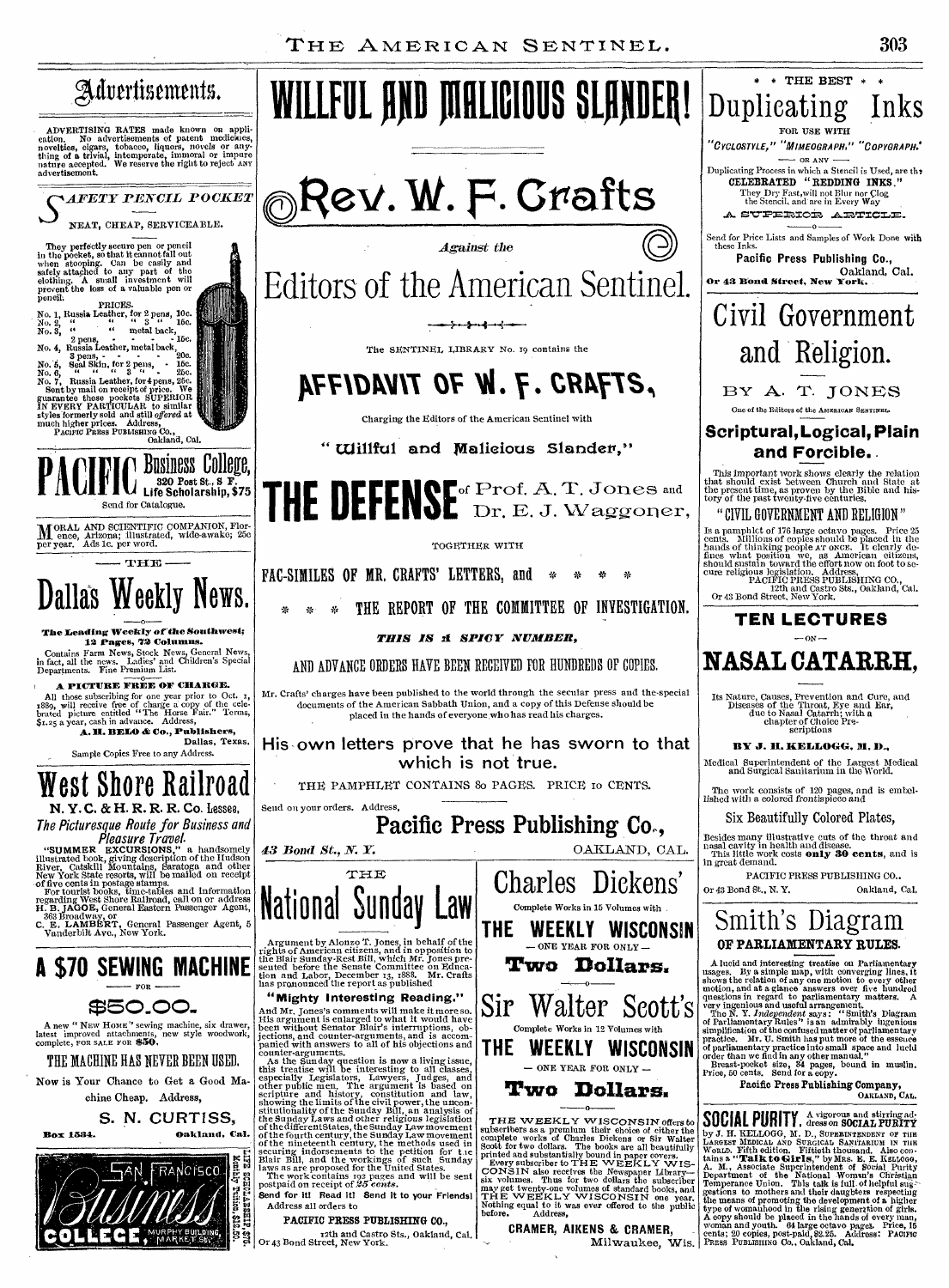## Advertisements.

ADVERTISING RATES made known on application. No advertisements of patent medicines, novelties, cigars, tobacco, liquors, novels or anything of a trivial, intemperate, immoral or impure nature accepted. We reserve the right to reject ANY advertisement.

## SAFETY PENCIL POCKET

NEAT, CHEAP, SERVICEABLE.

They perfectly secure pen or pencil in the pocket, so that it cannot fall out when stooping. Can be easily and safely attached to any part of the clothing. A small investment will prevent the loss of a valuable pen or pencil.

PRICES.

No. 1, Russia Leather, for 2 pens, 10c.
No. 2, " " " 3 " 15c.
No. 3, " " metal back, 2 pens, - - - - 15c.
No. 4, Russia Leather, metal back, 3 pens, - - - - 20c.
No. 5, Seal Skin, for 2 pens, - 15c.
No. 6, " " " 3 " - 25c.
No. 7, Russia Leather, for 4 pens, 25c.

Sent by mail on receipt of price. We guarantee these pockets SUPERIOR IN EVERY PARTICULAR to similar styles formerly sold and still *offered* at much higher prices. Address,

PACIFIC PRESS PUBLISHING CO.,
Oakland, Cal.

# PACIFIC Business College,

320 Post St., S. F.
Life Scholarship, $75

Send for Catalogue.

MORAL AND SCIENTIFIC COMPANION, Florence, Arizona; illustrated, wide-awake; 25c per year. Ads 1c. per word.

— THE —

# Dallas Weekly News.

**The Leading Weekly of the Southwest; 12 Pages, 72 Columns.**

Contains Farm News, Stock News, General News, in fact, all the news. Ladies' and Children's Special Departments. Fine Premium List.

**A PICTURE FREE OF CHARGE.**

All those subscribing for one year prior to Oct. 1, 1889, will receive free of charge a copy of the celebrated picture entitled "The Horse Fair." Terms, $1.25 a year, cash in advance. Address,

**A. H. BELO & Co., Publishers,**
Dallas, Texas.

Sample Copies Free to any Address.

# West Shore Railroad

**N. Y. C. & H. R. R. R. Co. Lessee.**

*The Picturesque Route for Business and Pleasure Travel.*

"SUMMER EXCURSIONS," a handsomely illustrated book, giving description of the Hudson River, Catskill Mountains, Saratoga and other New York State resorts, will be mailed on receipt of five cents in postage stamps.

For tourist books, time-tables and information regarding West Shore Railroad, call on or address H. B. JAGOE, General Eastern Passenger Agent, 363 Broadway, or

C. E. LAMBERT, General Passenger Agent, 5 Vanderbilt Ave., New York.

# A $70 SEWING MACHINE

— FOR —

## $50.00.

A new "NEW HOME" sewing machine, six drawer, latest improved attachments, new style woodwork, complete, FOR SALE FOR **$50.**

**THE MACHINE HAS NEVER BEEN USED.**

Now is Your Chance to Get a Good Machine Cheap. Address,

S. N. CURTISS,

**Box 1534. Oakland, Cal.**

SAN FRANCISCO BUSINESS COLLEGE, MURPHY BUILDING, MARKET ST. Monthly Tuition, $10.00. Life Scholarship $75.

# WILLFUL AND MALICIOUS SLANDER!

# Rev. W. F. Crafts

*Against the*

# Editors of the American Sentinel.

The SENTINEL LIBRARY No. 19 contains the

## AFFIDAVIT OF W. F. CRAFTS,

Charging the Editors of the American Sentinel with

"Willful and Malicious Slander,"

## THE DEFENSE of Prof. A. T. Jones and Dr. E. J. Waggoner,

TOGETHER WITH

**FAC-SIMILES OF MR. CRAFTS' LETTERS, and \* \* \* \***

**\* \* \* THE REPORT OF THE COMMITTEE OF INVESTIGATION.**

***THIS IS A SPICY NUMBER,***

**AND ADVANCE ORDERS HAVE BEEN RECEIVED FOR HUNDREDS OF COPIES.**

Mr. Crafts' charges have been published to the world through the secular press and the special documents of the American Sabbath Union, and a copy of this Defense should be placed in the hands of everyone who has read his charges.

**His own letters prove that he has sworn to that which is not true.**

THE PAMPHLET CONTAINS 80 PAGES. PRICE 10 CENTS.

Send on your orders. Address,

**Pacific Press Publishing Co.,**

*43 Bond St., N. Y.* OAKLAND, CAL.

THE

# National Sunday Law

Argument by Alonzo T. Jones, in behalf of the rights of American citizens, and in opposition to the Blair Sunday-Rest Bill, which Mr. Jones presented before the Senate Committee on Education and Labor, December 13, 1888. Mr. Crafts has pronounced the report as published

**"Mighty Interesting Reading."**

And Mr. Jones's comments will make it more so. His argument is enlarged to what it would have been without Senator Blair's interruptions, objections, and counter-arguments, and is accompanied with answers to all of his objections and counter-arguments.

As the Sunday question is now a living issue, this treatise will be interesting to all classes, especially Legislators, Lawyers, Judges, and other public men. The argument is based on scripture and history, constitution and law, showing the limits of the civil power, the unconstitutionality of the Sunday Bill, an analysis of the Sunday Laws and other religious legislation of the different States, the Sunday Law movement of the fourth century, the Sunday Law movement of the nineteenth century, the methods used in securing indorsements to the petition for the Blair Bill, and the workings of such Sunday laws as are proposed for the United States.

The work contains 192 pages and will be sent postpaid on receipt of *25 cents.*

**Send for it! Read it! Send it to your Friends!**

Address all orders to

**PACIFIC PRESS PUBLISHING CO.,**
12th and Castro Sts., Oakland, Cal.
Or 43 Bond Street, New York.

# Charles Dickens'

Complete Works in 15 Volumes with

## THE WEEKLY WISCONSIN

— ONE YEAR FOR ONLY —

**Two Dollars.**

# Sir Walter Scott's

Complete Works in 12 Volumes with

## THE WEEKLY WISCONSIN

— ONE YEAR FOR ONLY —

**Two Dollars.**

THE WEEKLY WISCONSIN offers to subscribers as a premium their choice of either the complete works of Charles Dickens or Sir Walter Scott for two dollars. The books are all beautifully printed and substantially bound in paper covers.

Every subscriber to THE WEEKLY WISCONSIN also receives the Newspaper Library—six volumes. Thus for two dollars the subscriber may get twenty-one volumes of standard books, and THE WEEKLY WISCONSIN one year. Nothing equal to it was ever offered to the public before. Address,

**CRAMER, AIKENS & CRAMER,**
Milwaukee, Wis.

\* \* THE BEST \* \*

# Duplicating Inks

FOR USE WITH

*"CYCLOSTYLE," "MIMEOGRAPH," "COPYGRAPH,"*

— OR ANY —

Duplicating Process in which a Stencil is Used, are the

**CELEBRATED "REDDING INKS."**

They Dry Fast, will not Blur nor Clog the Stencil, and are in Every Way

**A SUPERIOR ARTICLE.**

Send for Price Lists and Samples of Work Done with these Inks.

**Pacific Press Publishing Co.,**
Oakland, Cal.
**Or 43 Bond Street, New York.**

# Civil Government and Religion.

BY A. T. JONES

One of the Editors of the AMERICAN SENTINEL.

## Scriptural, Logical, Plain and Forcible.

This important work shows clearly the relation that should exist between Church and State at the present time, as proven by the Bible and history of the past twenty-five centuries.

**"CIVIL GOVERNMENT AND RELIGION"**

Is a pamphlet of 176 large octavo pages. Price 25 cents. Millions of copies should be placed in the hands of thinking people AT ONCE. It clearly defines what position we, as American citizens, should sustain toward the effort now on foot to secure religious legislation. Address,

PACIFIC PRESS PUBLISHING CO.,
12th and Castro Sts., Oakland, Cal.
Or 43 Bond Street, New York.

## TEN LECTURES

— ON —

# NASAL CATARRH,

Its Nature, Causes, Prevention and Cure, and Diseases of the Throat, Eye and Ear, due to Nasal Catarrh; with a chapter of Choice Prescriptions

**BY J. H. KELLOGG, M. D.,**

Medical Superintendent of the Largest Medical and Surgical Sanitarium in the World.

The work consists of 120 pages, and is embellished with a colored frontispiece and

Six Beautifully Colored Plates,

Besides many illustrative cuts of the throat and nasal cavity in health and disease. This little work costs **only 30 cents,** and is in great demand.

PACIFIC PRESS PUBLISHING CO.,
Or 43 Bond St., N. Y. Oakland, Cal.

# Smith's Diagram

## OF PARLIAMENTARY RULES.

A lucid and interesting treatise on Parliamentary usages. By a simple map, with converging lines, it shows the relation of any one motion to every other motion, and at a glance answers over five hundred questions in regard to parliamentary matters. A very ingenious and useful arrangement.

The N. Y. *Independent* says: "Smith's Diagram of Parliamentary Rules" is an admirably ingenious simplification of the confused matter of parliamentary practice. Mr. U. Smith has put more of the essence of parliamentary practice into small space and lucid order than we find in any other manual."

Breast-pocket size, 34 pages, bound in muslin. Price, 50 cents. Send for a copy.

**Pacific Press Publishing Company,**
OAKLAND, CAL.

**SOCIAL PURITY.** A vigorous and stirring address on SOCIAL PURITY by J. H. KELLOGG, M. D., SUPERINTENDENT OF THE LARGEST MEDICAL AND SURGICAL SANITARIUM IN THE WORLD. Fifth edition. Fiftieth thousand. Also contains a **"Talk to Girls,"** by MRS. E. E. KELLOGG, A. M., Associate Superintendent of Social Purity Department of the National Woman's Christian Temperance Union. This talk is full of helpful suggestions to mothers and their daughters respecting the means of promoting the development of a higher type of womanhood in the rising generation of girls. A copy should be placed in the hands of every man, woman and youth. 64 large octavo pages. Price, 15 cents; 20 copies, post-paid, $2.25. Address: PACIFIC PRESS PUBLISHING CO., Oakland, Cal.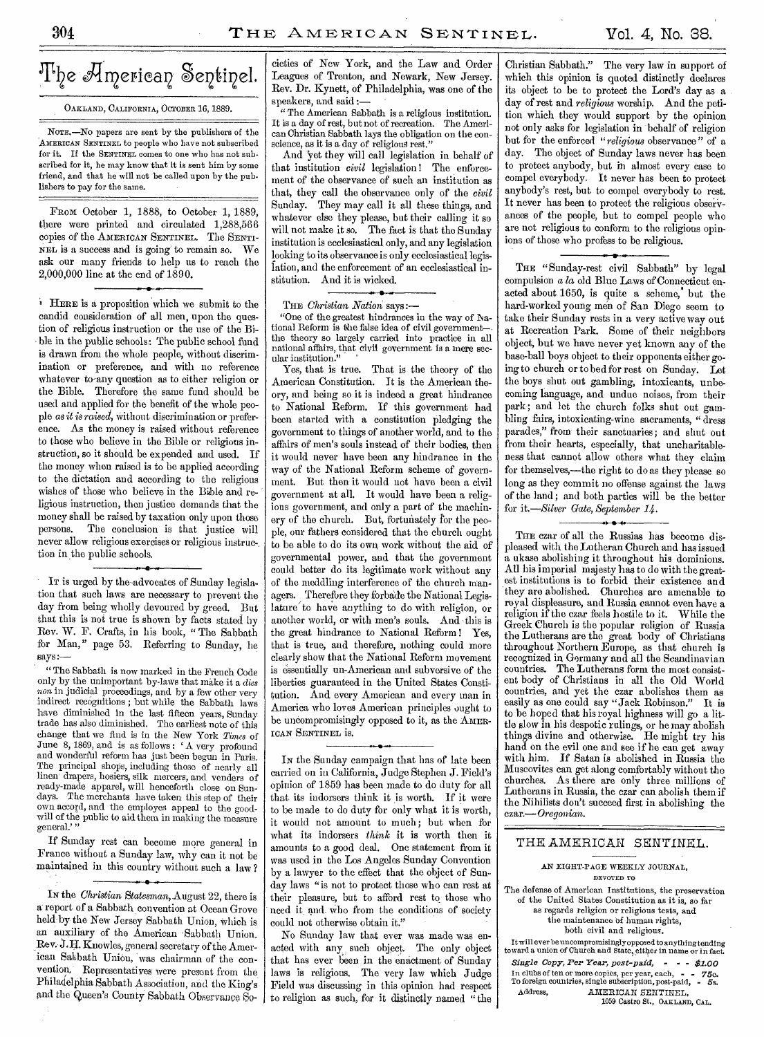# The American Sentinel.

OAKLAND, CALIFORNIA, OCTOBER 16, 1889.

NOTE.—No papers are sent by the publishers of the AMERICAN SENTINEL to people who have not subscribed for it. If the SENTINEL comes to one who has not subscribed for it, he may know that it is sent him by some friend, and that he will not be called upon by the publishers to pay for the same.

FROM October 1, 1888, to October 1, 1889, there were printed and circulated 1,288,566 copies of the AMERICAN SENTINEL. The SENTINEL is a success and is going to remain so. We ask our many friends to help us to reach the 2,000,000 line at the end of 1890.

HERE is a proposition which we submit to the candid consideration of all men, upon the question of religious instruction or the use of the Bible in the public schools: The public school fund is drawn from the whole people, without discrimination or preference, and with no reference whatever to any question as to either religion or the Bible. Therefore the same fund should be used and applied for the benefit of the whole people *as it is raised*, without discrimination or preference. As the money is raised without reference to those who believe in the Bible or religious instruction, so it should be expended and used. If the money when raised is to be applied according to the dictation and according to the religious wishes of those who believe in the Bible and religious instruction, then justice demands that the money shall be raised by taxation only upon those persons. The conclusion is that justice will never allow religious exercises or religious instruction in the public schools.

IT is urged by the advocates of Sunday legislation that such laws are necessary to prevent the day from being wholly devoured by greed. But that this is not true is shown by facts stated by Rev. W. F. Crafts, in his book, "The Sabbath for Man," page 53. Referring to Sunday, he says:—

"The Sabbath is now marked in the French Code only by the unimportant by-laws that make it a *dies non* in judicial proceedings, and by a few other very indirect recognitions; but while the Sabbath laws have diminished in the last fifteen years, Sunday trade has also diminished. The earliest note of this change that we find is in the New York *Times* of June 8, 1869, and is as follows: 'A very profound and wonderful reform has just been begun in Paris. The principal shops, including those of nearly all linen drapers, hosiers, silk mercers, and venders of ready-made apparel, will henceforth close on Sundays. The merchants have taken this step of their own accord, and the employes appeal to the good-will of the public to aid them in making the measure general.'"

If Sunday rest can become more general in France without a Sunday law, why can it not be maintained in this country without such a law?

IN the *Christian Statesman*, August 22, there is a report of a Sabbath convention at Ocean Grove held by the New Jersey Sabbath Union, which is an auxiliary of the American Sabbath Union. Rev. J. H. Knowles, general secretary of the American Sabbath Union, was chairman of the convention. Representatives were present from the Philadelphia Sabbath Association, and the King's and the Queen's County Sabbath Observance Societies of New York, and the Law and Order Leagues of Trenton, and Newark, New Jersey. Rev. Dr. Kynett, of Philadelphia, was one of the speakers, and said:—

"The American Sabbath is a religious institution. It is a day of rest, but not of recreation. The American Christian Sabbath lays the obligation on the conscience, as it is a day of religious rest."

And yet they will call legislation in behalf of that institution *civil* legislation! The enforcement of the observance of such an institution as that, they call the observance only of the *civil* Sunday. They may call it all these things, and whatever else they please, but their calling it so will not make it so. The fact is that the Sunday institution is ecclesiastical only, and any legislation looking to its observance is only ecclesiastical legislation, and the enforcement of an ecclesiastical institution. And it is wicked.

THE *Christian Nation* says:—

"One of the greatest hindrances in the way of National Reform is the false idea of civil government—the theory so largely carried into practice in all national affairs, that civil government is a mere secular institution."

Yes, that is true. That is the theory of the American Constitution. It is the American theory, and being so it is indeed a great hindrance to National Reform. If this government had been started with a constitution pledging the government to things of another world, and to the affairs of men's souls instead of their bodies, then it would never have been any hindrance in the way of the National Reform scheme of government. But then it would not have been a civil government at all. It would have been a religious government, and only a part of the machinery of the church. But, fortunately for the people, our fathers considered that the church ought to be able to do its own work without the aid of governmental power, and that the government could better do its legitimate work without any of the meddling interference of the church managers. Therefore they forbade the National Legislature to have anything to do with religion, or another world, or with men's souls. And this is the great hindrance to National Reform! Yes, that is true, and therefore, nothing could more clearly show that the National Reform movement is essentially un-American and subversive of the liberties guaranteed in the United States Constitution. And every American and every man in America who loves American principles ought to be uncompromisingly opposed to it, as the AMERICAN SENTINEL is.

IN the Sunday campaign that has of late been carried on in California, Judge Stephen J. Field's opinion of 1859 has been made to do duty for all that its indorsers think it is worth. If it were to be made to do duty for only what it is worth, it would not amount to much; but when for what its indorsers *think* it is worth then it amounts to a good deal. One statement from it was used in the Los Angeles Sunday Convention by a lawyer to the effect that the object of Sunday laws "is not to protect those who can rest at their pleasure, but to afford rest to those who need it and who from the conditions of society could not otherwise obtain it."

No Sunday law that ever was made was enacted with any such object. The only object that has ever been in the enactment of Sunday laws is religious. The very law which Judge Field was discussing in this opinion had respect to religion as such, for it distinctly named "the Christian Sabbath." The very law in support of which this opinion is quoted distinctly declares its object to be to protect the Lord's day as a day of rest and *religious* worship. And the petition which they would support by the opinion not only asks for legislation in behalf of religion but for the enforced "*religious* observance" of a day. The object of Sunday laws never has been to protect anybody, but in almost every case to compel everybody. It never has been to protect anybody's rest, but to compel everybody to rest. It never has been to protect the religious observances of the people, but to compel people who are not religious to conform to the religious opinions of those who profess to be religious.

THE "Sunday-rest civil Sabbath" by legal compulsion *a la* old Blue Laws of Connecticut enacted about 1650, is quite a scheme, but the hard-worked young men of San Diego seem to take their Sunday rests in a very active way out at Recreation Park. Some of their neighbors object, but we have never yet known any of the base-ball boys object to their opponents either going to church or to bed for rest on Sunday. Let the boys shut out gambling, intoxicants, unbecoming language, and undue noises, from their park; and let the church folks shut out gambling fairs, intoxicating-wine sacraments, "dress parades," from their sanctuaries; and shut out from their hearts, especially, that uncharitableness that cannot allow others what they claim for themselves,—the right to do as they please so long as they commit no offense against the laws of the land; and both parties will be the better for it.—*Silver Gate, September 14.*

THE czar of all the Russias has become displeased with the Lutheran Church and has issued a ukase abolishing it throughout his dominions. All his imperial majesty has to do with the greatest institutions is to forbid their existence and they are abolished. Churches are amenable to royal displeasure, and Russia cannot even have a religion if the czar feels hostile to it. While the Greek Church is the popular religion of Russia the Lutherans are the great body of Christians throughout Northern Europe, as that church is recognized in Germany and all the Scandinavian countries. The Lutherans form the most consistent body of Christians in all the Old World countries, and yet the czar abolishes them as easily as one could say "Jack Robinson." It is to be hoped that his royal highness will go a little slow in his despotic rulings, or he may abolish things divine and otherwise. He might try his hand on the evil one and see if he can get away with him. If Satan is abolished in Russia the Muscovites can get along comfortably without the churches. As there are only three millions of Lutherans in Russia, the czar can abolish them if the Nihilists don't succeed first in abolishing the czar.—*Oregonian.*

## THE AMERICAN SENTINEL.

AN EIGHT-PAGE WEEKLY JOURNAL,
DEVOTED TO

The defense of American Institutions, the preservation of the United States Constitution as it is, so far as regards religion or religious tests, and the maintenance of human rights, both civil and religious.

It will ever be uncompromisingly opposed to anything tending toward a union of Church and State, either in name or in fact.

*Single Copy, Per Year, post-paid,* - - - *$1.00*
In clubs of ten or more copies, per year, each, - - *75c.*
To foreign countries, single subscription, post-paid, - *5s.*

Address, AMERICAN SENTINEL,
1059 Castro St., OAKLAND, CAL.